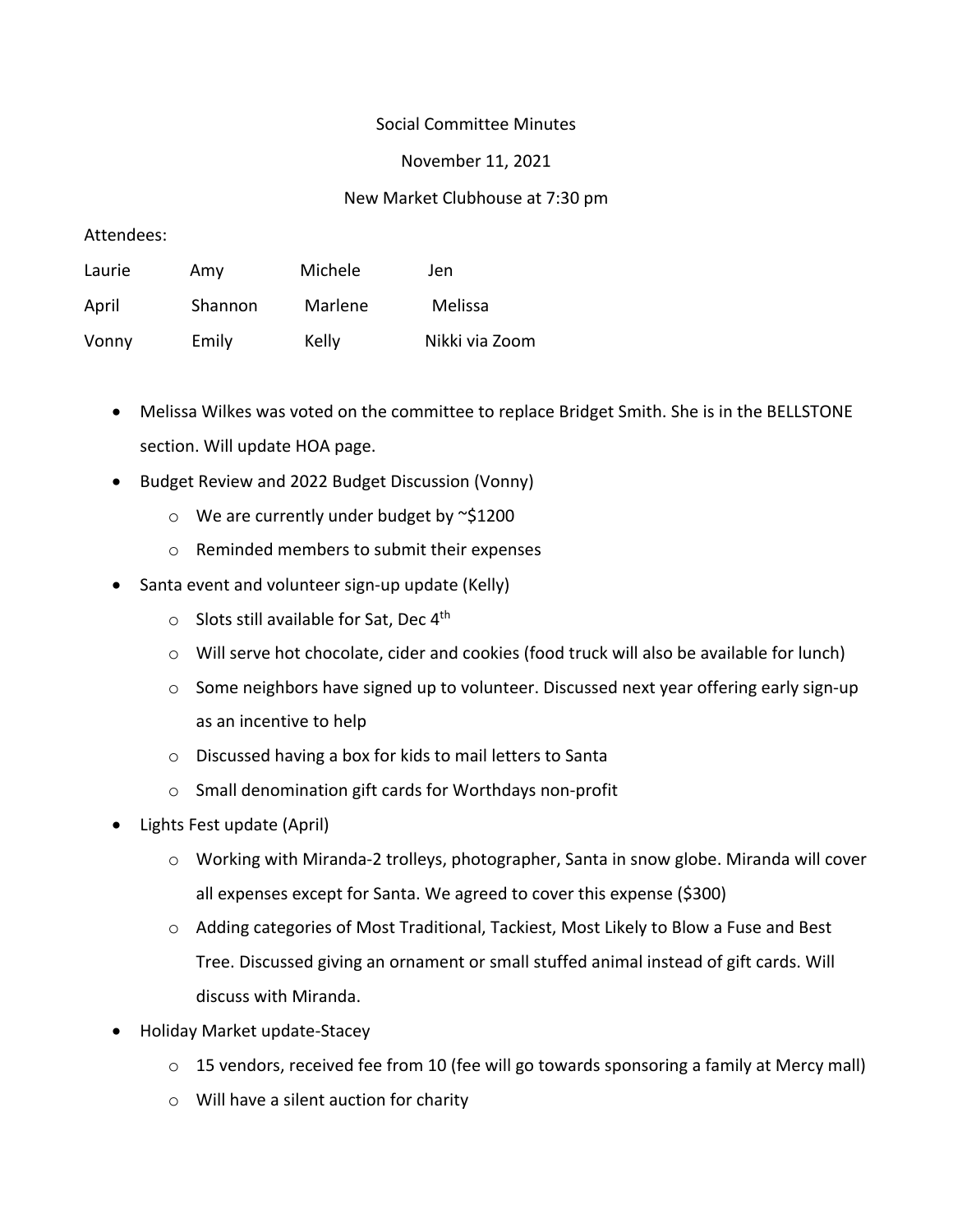Social Committee Minutes

November 11, 2021

New Market Clubhouse at 7:30 pm

Attendees:

| | | | |
|---|---|---|---|
| Laurie | Amy | Michele | Jen |
| April | Shannon | Marlene | Melissa |
| Vonny | Emily | Kelly | Nikki via Zoom |

- Melissa Wilkes was voted on the committee to replace Bridget Smith. She is in the BELLSTONE section. Will update HOA page.
- Budget Review and 2022 Budget Discussion (Vonny)
  - We are currently under budget by ~$1200
  - Reminded members to submit their expenses
- Santa event and volunteer sign-up update (Kelly)
  - Slots still available for Sat, Dec 4th
  - Will serve hot chocolate, cider and cookies (food truck will also be available for lunch)
  - Some neighbors have signed up to volunteer. Discussed next year offering early sign-up as an incentive to help
  - Discussed having a box for kids to mail letters to Santa
  - Small denomination gift cards for Worthdays non-profit
- Lights Fest update (April)
  - Working with Miranda-2 trolleys, photographer, Santa in snow globe. Miranda will cover all expenses except for Santa. We agreed to cover this expense ($300)
  - Adding categories of Most Traditional, Tackiest, Most Likely to Blow a Fuse and Best Tree. Discussed giving an ornament or small stuffed animal instead of gift cards. Will discuss with Miranda.
- Holiday Market update-Stacey
  - 15 vendors, received fee from 10 (fee will go towards sponsoring a family at Mercy mall)
  - Will have a silent auction for charity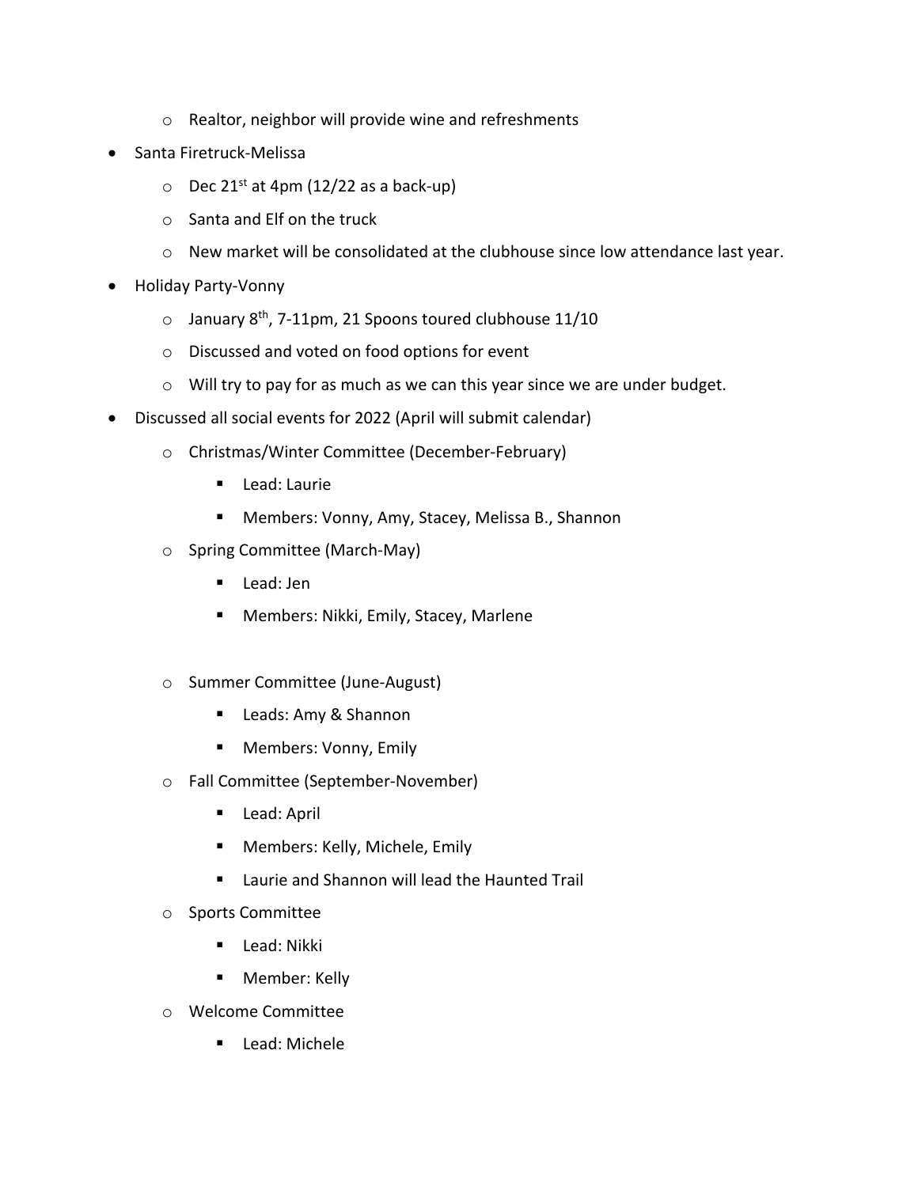- Realtor, neighbor will provide wine and refreshments
- Santa Firetruck-Melissa
    - Dec 21st at 4pm (12/22 as a back-up)
    - Santa and Elf on the truck
    - New market will be consolidated at the clubhouse since low attendance last year.
- Holiday Party-Vonny
    - January 8th, 7-11pm, 21 Spoons toured clubhouse 11/10
    - Discussed and voted on food options for event
    - Will try to pay for as much as we can this year since we are under budget.
- Discussed all social events for 2022 (April will submit calendar)
    - Christmas/Winter Committee (December-February)
        - Lead: Laurie
        - Members: Vonny, Amy, Stacey, Melissa B., Shannon
    - Spring Committee (March-May)
        - Lead: Jen
        - Members: Nikki, Emily, Stacey, Marlene
    - Summer Committee (June-August)
        - Leads: Amy & Shannon
        - Members: Vonny, Emily
    - Fall Committee (September-November)
        - Lead: April
        - Members: Kelly, Michele, Emily
        - Laurie and Shannon will lead the Haunted Trail
    - Sports Committee
        - Lead: Nikki
        - Member: Kelly
    - Welcome Committee
        - Lead: Michele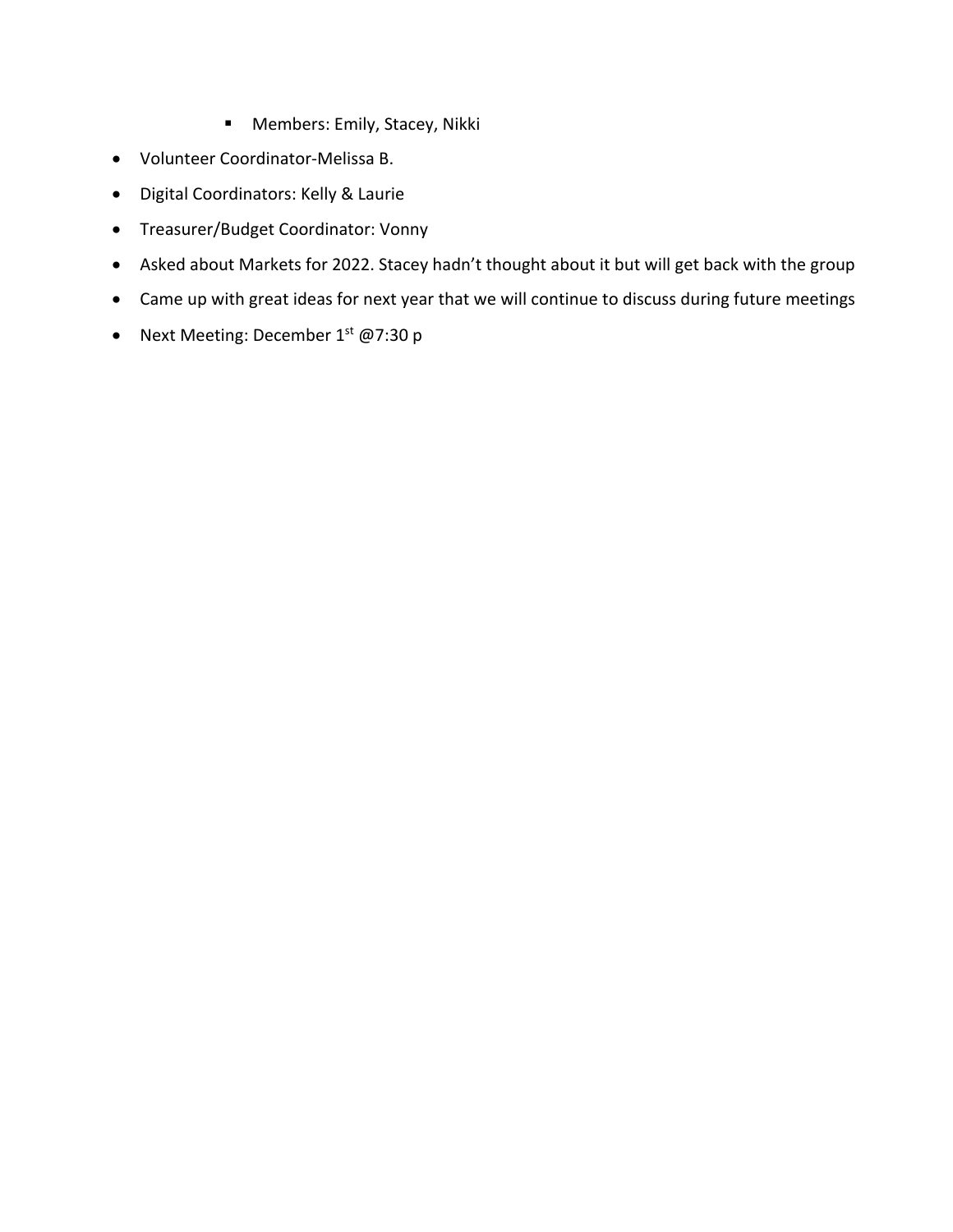- Members: Emily, Stacey, Nikki
- Volunteer Coordinator-Melissa B.
- Digital Coordinators: Kelly & Laurie
- Treasurer/Budget Coordinator: Vonny
- Asked about Markets for 2022. Stacey hadn't thought about it but will get back with the group
- Came up with great ideas for next year that we will continue to discuss during future meetings
- Next Meeting: December 1st @7:30 p